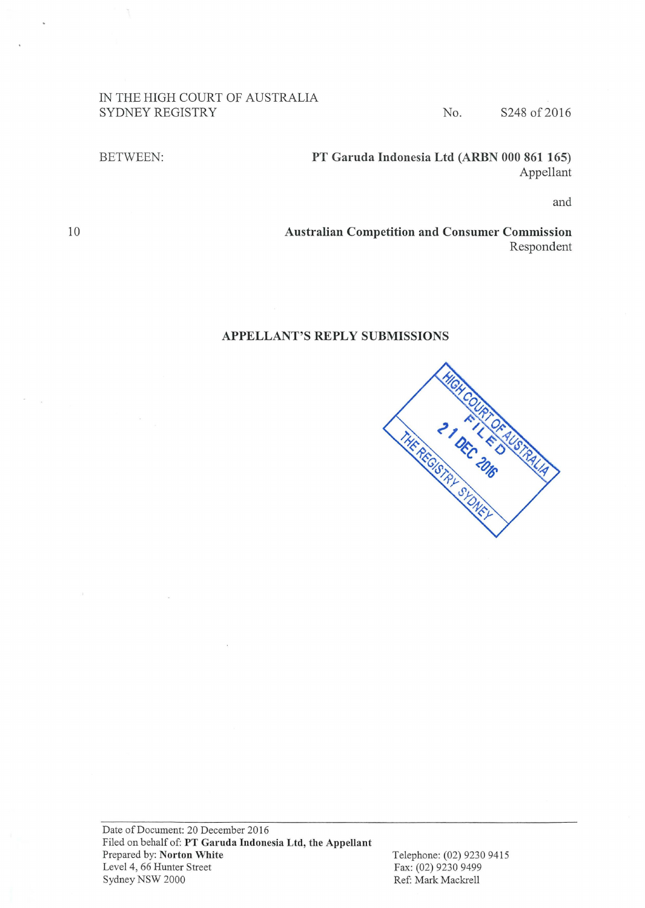IN THE HIGH COURT OF AUSTRALIA
SYDNEY REGISTRY

No. S248 of 2016

BETWEEN:

**PT Garuda Indonesia Ltd (ARBN 000 861 165)**
Appellant

and

**Australian Competition and Consumer Commission**
Respondent

## APPELLANT'S REPLY SUBMISSIONS

HIGH COURT OF AUSTRALIA
FILED
21 DEC 2016
THE REGISTRY SYDNEY

Date of Document: 20 December 2016
Filed on behalf of: **PT Garuda Indonesia Ltd, the Appellant**
Prepared by: **Norton White**
Level 4, 66 Hunter Street
Sydney NSW 2000

Telephone: (02) 9230 9415
Fax: (02) 9230 9499
Ref: Mark Mackrell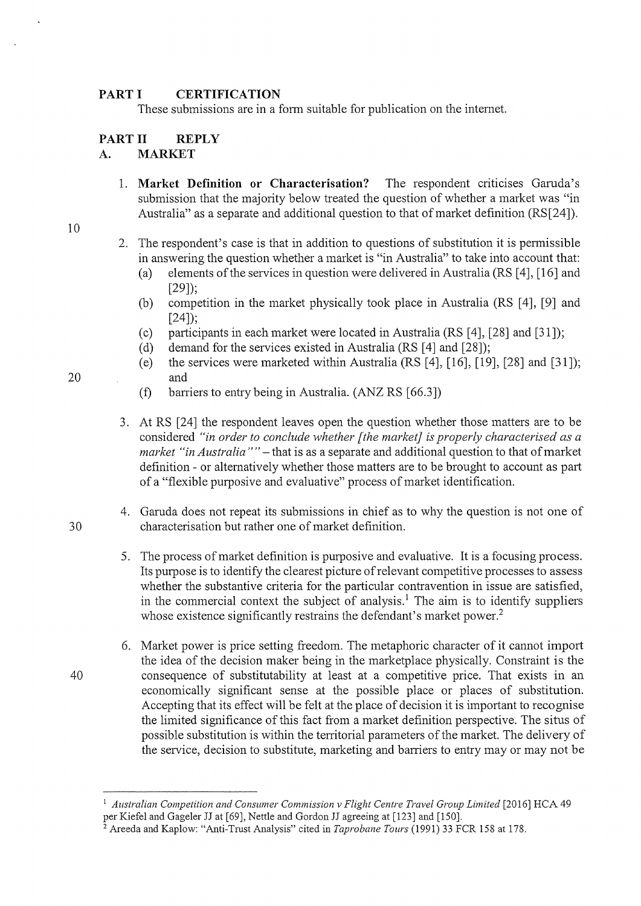## PART I CERTIFICATION

These submissions are in a form suitable for publication on the internet.

## PART II REPLY

### A. MARKET

1. **Market Definition or Characterisation?** The respondent criticises Garuda's submission that the majority below treated the question of whether a market was "in Australia" as a separate and additional question to that of market definition (RS[24]).

2. The respondent's case is that in addition to questions of substitution it is permissible in answering the question whether a market is "in Australia" to take into account that:
   (a) elements of the services in question were delivered in Australia (RS [4], [16] and [29]);
   (b) competition in the market physically took place in Australia (RS [4], [9] and [24]);
   (c) participants in each market were located in Australia (RS [4], [28] and [31]);
   (d) demand for the services existed in Australia (RS [4] and [28]);
   (e) the services were marketed within Australia (RS [4], [16], [19], [28] and [31]); and
   (f) barriers to entry being in Australia. (ANZ RS [66.3])

3. At RS [24] the respondent leaves open the question whether those matters are to be considered *"in order to conclude whether [the market] is properly characterised as a market "in Australia""* – that is as a separate and additional question to that of market definition - or alternatively whether those matters are to be brought to account as part of a "flexible purposive and evaluative" process of market identification.

4. Garuda does not repeat its submissions in chief as to why the question is not one of characterisation but rather one of market definition.

5. The process of market definition is purposive and evaluative. It is a focusing process. Its purpose is to identify the clearest picture of relevant competitive processes to assess whether the substantive criteria for the particular contravention in issue are satisfied, in the commercial context the subject of analysis.[1] The aim is to identify suppliers whose existence significantly restrains the defendant's market power.[2]

6. Market power is price setting freedom. The metaphoric character of it cannot import the idea of the decision maker being in the marketplace physically. Constraint is the consequence of substitutability at least at a competitive price. That exists in an economically significant sense at the possible place or places of substitution. Accepting that its effect will be felt at the place of decision it is important to recognise the limited significance of this fact from a market definition perspective. The situs of possible substitution is within the territorial parameters of the market. The delivery of the service, decision to substitute, marketing and barriers to entry may or may not be

---

[1] *Australian Competition and Consumer Commission v Flight Centre Travel Group Limited* [2016] HCA 49 per Kiefel and Gageler JJ at [69], Nettle and Gordon JJ agreeing at [123] and [150].

[2] Areeda and Kaplow: "Anti-Trust Analysis" cited in *Taprobane Tours* (1991) 33 FCR 158 at 178.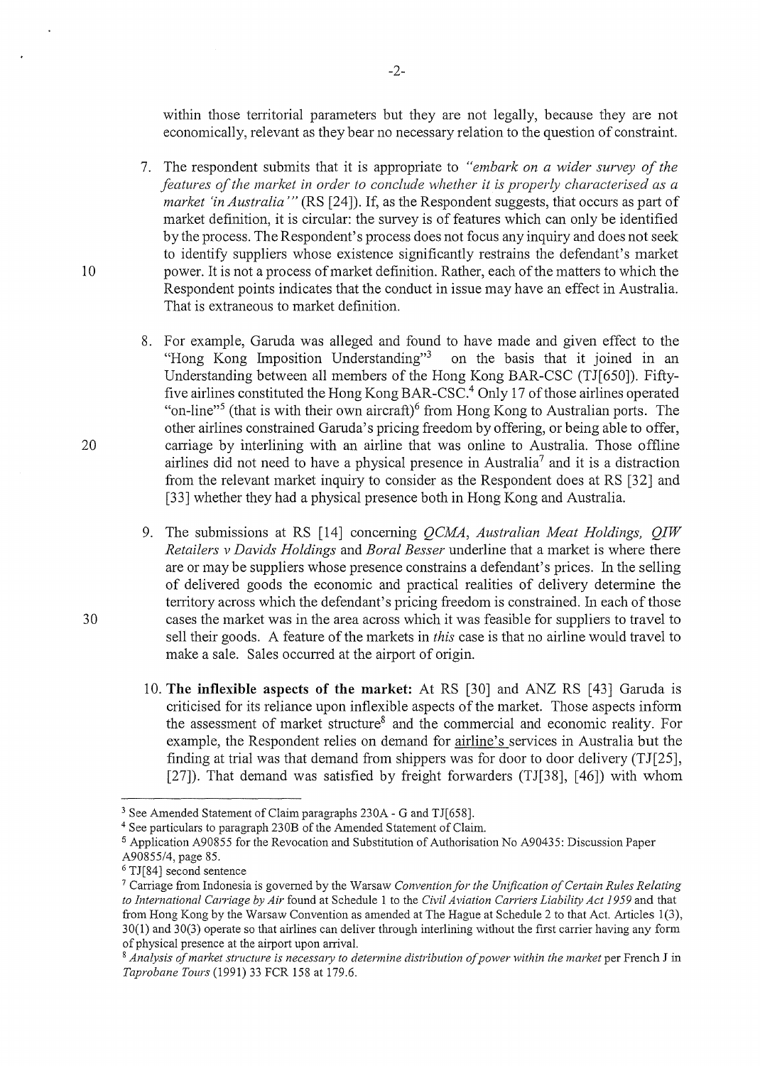within those territorial parameters but they are not legally, because they are not economically, relevant as they bear no necessary relation to the question of constraint.

7. The respondent submits that it is appropriate to *"embark on a wider survey of the features of the market in order to conclude whether it is properly characterised as a market 'in Australia'"* (RS [24]). If, as the Respondent suggests, that occurs as part of market definition, it is circular: the survey is of features which can only be identified by the process. The Respondent's process does not focus any inquiry and does not seek to identify suppliers whose existence significantly restrains the defendant's market power. It is not a process of market definition. Rather, each of the matters to which the Respondent points indicates that the conduct in issue may have an effect in Australia. That is extraneous to market definition.

8. For example, Garuda was alleged and found to have made and given effect to the "Hong Kong Imposition Understanding"[3] on the basis that it joined in an Understanding between all members of the Hong Kong BAR-CSC (TJ[650]). Fifty-five airlines constituted the Hong Kong BAR-CSC.[4] Only 17 of those airlines operated "on-line"[5] (that is with their own aircraft)[6] from Hong Kong to Australian ports. The other airlines constrained Garuda's pricing freedom by offering, or being able to offer, carriage by interlining with an airline that was online to Australia. Those offline airlines did not need to have a physical presence in Australia[7] and it is a distraction from the relevant market inquiry to consider as the Respondent does at RS [32] and [33] whether they had a physical presence both in Hong Kong and Australia.

9. The submissions at RS [14] concerning *QCMA*, *Australian Meat Holdings*, *QIW Retailers v Davids Holdings* and *Boral Besser* underline that a market is where there are or may be suppliers whose presence constrains a defendant's prices. In the selling of delivered goods the economic and practical realities of delivery determine the territory across which the defendant's pricing freedom is constrained. In each of those cases the market was in the area across which it was feasible for suppliers to travel to sell their goods. A feature of the markets in *this* case is that no airline would travel to make a sale. Sales occurred at the airport of origin.

10. **The inflexible aspects of the market:** At RS [30] and ANZ RS [43] Garuda is criticised for its reliance upon inflexible aspects of the market. Those aspects inform the assessment of market structure[8] and the commercial and economic reality. For example, the Respondent relies on demand for airline's services in Australia but the finding at trial was that demand from shippers was for door to door delivery (TJ[25], [27]). That demand was satisfied by freight forwarders (TJ[38], [46]) with whom

---

[3] See Amended Statement of Claim paragraphs 230A - G and TJ[658].

[4] See particulars to paragraph 230B of the Amended Statement of Claim.

[5] Application A90855 for the Revocation and Substitution of Authorisation No A90435: Discussion Paper A90855/4, page 85.

[6] TJ[84] second sentence

[7] Carriage from Indonesia is governed by the Warsaw *Convention for the Unification of Certain Rules Relating to International Carriage by Air* found at Schedule 1 to the *Civil Aviation Carriers Liability Act 1959* and that from Hong Kong by the Warsaw Convention as amended at The Hague at Schedule 2 to that Act. Articles 1(3), 30(1) and 30(3) operate so that airlines can deliver through interlining without the first carrier having any form of physical presence at the airport upon arrival.

[8] *Analysis of market structure is necessary to determine distribution of power within the market* per French J in *Taprobane Tours* (1991) 33 FCR 158 at 179.6.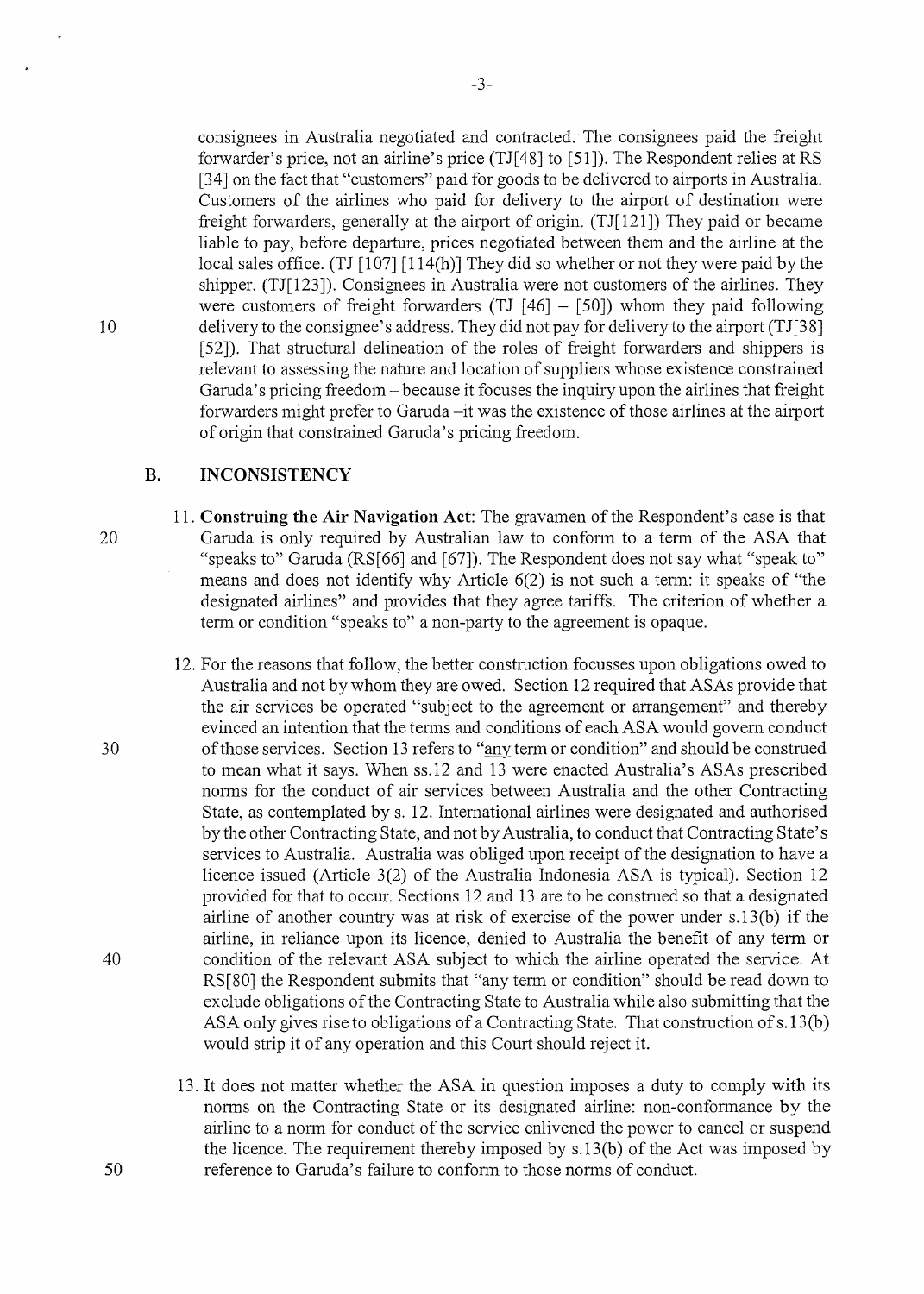consignees in Australia negotiated and contracted. The consignees paid the freight forwarder's price, not an airline's price (TJ[48] to [51]). The Respondent relies at RS [34] on the fact that "customers" paid for goods to be delivered to airports in Australia. Customers of the airlines who paid for delivery to the airport of destination were freight forwarders, generally at the airport of origin. (TJ[121]) They paid or became liable to pay, before departure, prices negotiated between them and the airline at the local sales office. (TJ [107] [114(h)] They did so whether or not they were paid by the shipper. (TJ[123]). Consignees in Australia were not customers of the airlines. They were customers of freight forwarders (TJ [46] – [50]) whom they paid following delivery to the consignee's address. They did not pay for delivery to the airport (TJ[38] [52]). That structural delineation of the roles of freight forwarders and shippers is relevant to assessing the nature and location of suppliers whose existence constrained Garuda's pricing freedom – because it focuses the inquiry upon the airlines that freight forwarders might prefer to Garuda –it was the existence of those airlines at the airport of origin that constrained Garuda's pricing freedom.

## B. INCONSISTENCY

11. **Construing the Air Navigation Act**: The gravamen of the Respondent's case is that Garuda is only required by Australian law to conform to a term of the ASA that "speaks to" Garuda (RS[66] and [67]). The Respondent does not say what "speak to" means and does not identify why Article 6(2) is not such a term: it speaks of "the designated airlines" and provides that they agree tariffs. The criterion of whether a term or condition "speaks to" a non-party to the agreement is opaque.

12. For the reasons that follow, the better construction focusses upon obligations owed to Australia and not by whom they are owed. Section 12 required that ASAs provide that the air services be operated "subject to the agreement or arrangement" and thereby evinced an intention that the terms and conditions of each ASA would govern conduct of those services. Section 13 refers to "any term or condition" and should be construed to mean what it says. When ss.12 and 13 were enacted Australia's ASAs prescribed norms for the conduct of air services between Australia and the other Contracting State, as contemplated by s. 12. International airlines were designated and authorised by the other Contracting State, and not by Australia, to conduct that Contracting State's services to Australia. Australia was obliged upon receipt of the designation to have a licence issued (Article 3(2) of the Australia Indonesia ASA is typical). Section 12 provided for that to occur. Sections 12 and 13 are to be construed so that a designated airline of another country was at risk of exercise of the power under s.13(b) if the airline, in reliance upon its licence, denied to Australia the benefit of any term or condition of the relevant ASA subject to which the airline operated the service. At RS[80] the Respondent submits that "any term or condition" should be read down to exclude obligations of the Contracting State to Australia while also submitting that the ASA only gives rise to obligations of a Contracting State. That construction of s.13(b) would strip it of any operation and this Court should reject it.

13. It does not matter whether the ASA in question imposes a duty to comply with its norms on the Contracting State or its designated airline: non-conformance by the airline to a norm for conduct of the service enlivened the power to cancel or suspend the licence. The requirement thereby imposed by s.13(b) of the Act was imposed by reference to Garuda's failure to conform to those norms of conduct.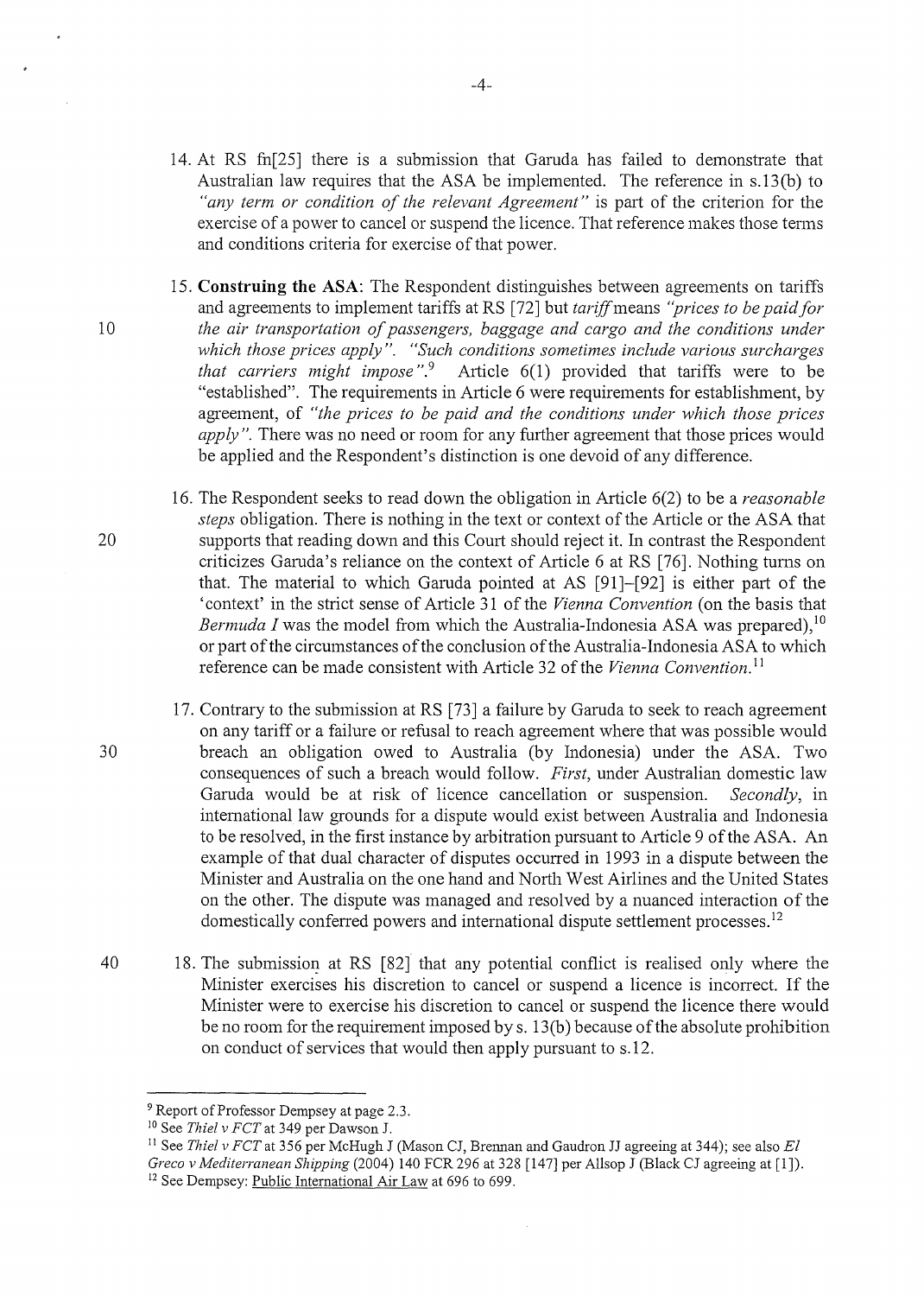14. At RS fn[25] there is a submission that Garuda has failed to demonstrate that Australian law requires that the ASA be implemented. The reference in s.13(b) to *"any term or condition of the relevant Agreement"* is part of the criterion for the exercise of a power to cancel or suspend the licence. That reference makes those terms and conditions criteria for exercise of that power.

15. **Construing the ASA**: The Respondent distinguishes between agreements on tariffs and agreements to implement tariffs at RS [72] but *tariff* means *"prices to be paid for the air transportation of passengers, baggage and cargo and the conditions under which those prices apply"*. *"Such conditions sometimes include various surcharges that carriers might impose"*.[9] Article 6(1) provided that tariffs were to be "established". The requirements in Article 6 were requirements for establishment, by agreement, of *"the prices to be paid and the conditions under which those prices apply"*. There was no need or room for any further agreement that those prices would be applied and the Respondent's distinction is one devoid of any difference.

16. The Respondent seeks to read down the obligation in Article 6(2) to be a *reasonable steps* obligation. There is nothing in the text or context of the Article or the ASA that supports that reading down and this Court should reject it. In contrast the Respondent criticizes Garuda's reliance on the context of Article 6 at RS [76]. Nothing turns on that. The material to which Garuda pointed at AS [91]–[92] is either part of the 'context' in the strict sense of Article 31 of the *Vienna Convention* (on the basis that *Bermuda I* was the model from which the Australia-Indonesia ASA was prepared),[10] or part of the circumstances of the conclusion of the Australia-Indonesia ASA to which reference can be made consistent with Article 32 of the *Vienna Convention*.[11]

17. Contrary to the submission at RS [73] a failure by Garuda to seek to reach agreement on any tariff or a failure or refusal to reach agreement where that was possible would breach an obligation owed to Australia (by Indonesia) under the ASA. Two consequences of such a breach would follow. *First*, under Australian domestic law Garuda would be at risk of licence cancellation or suspension. *Secondly*, in international law grounds for a dispute would exist between Australia and Indonesia to be resolved, in the first instance by arbitration pursuant to Article 9 of the ASA. An example of that dual character of disputes occurred in 1993 in a dispute between the Minister and Australia on the one hand and North West Airlines and the United States on the other. The dispute was managed and resolved by a nuanced interaction of the domestically conferred powers and international dispute settlement processes.[12]

18. The submission at RS [82] that any potential conflict is realised only where the Minister exercises his discretion to cancel or suspend a licence is incorrect. If the Minister were to exercise his discretion to cancel or suspend the licence there would be no room for the requirement imposed by s. 13(b) because of the absolute prohibition on conduct of services that would then apply pursuant to s.12.

---

[9] Report of Professor Dempsey at page 2.3.

[10] See *Thiel v FCT* at 349 per Dawson J.

[11] See *Thiel v FCT* at 356 per McHugh J (Mason CJ, Brennan and Gaudron JJ agreeing at 344); see also *El Greco v Mediterranean Shipping* (2004) 140 FCR 296 at 328 [147] per Allsop J (Black CJ agreeing at [1]).

[12] See Dempsey: Public International Air Law at 696 to 699.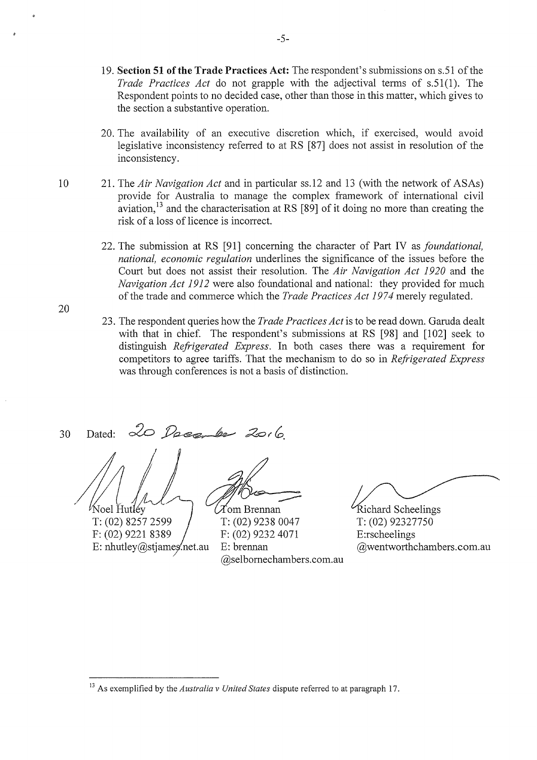19. **Section 51 of the Trade Practices Act:** The respondent's submissions on s.51 of the *Trade Practices Act* do not grapple with the adjectival terms of s.51(1). The Respondent points to no decided case, other than those in this matter, which gives to the section a substantive operation.

20. The availability of an executive discretion which, if exercised, would avoid legislative inconsistency referred to at RS [87] does not assist in resolution of the inconsistency.

21. The *Air Navigation Act* and in particular ss.12 and 13 (with the network of ASAs) provide for Australia to manage the complex framework of international civil aviation,[13] and the characterisation at RS [89] of it doing no more than creating the risk of a loss of licence is incorrect.

22. The submission at RS [91] concerning the character of Part IV as *foundational, national, economic regulation* underlines the significance of the issues before the Court but does not assist their resolution. The *Air Navigation Act 1920* and the *Navigation Act 1912* were also foundational and national: they provided for much of the trade and commerce which the *Trade Practices Act 1974* merely regulated.

23. The respondent queries how the *Trade Practices Act* is to be read down. Garuda dealt with that in chief. The respondent's submissions at RS [98] and [102] seek to distinguish *Refrigerated Express*. In both cases there was a requirement for competitors to agree tariffs. That the mechanism to do so in *Refrigerated Express* was through conferences is not a basis of distinction.

Dated: 20 December 2016.

Noel Hutley
T: (02) 8257 2599
F: (02) 9221 8389
E: nhutley@stjames.net.au

Tom Brennan
T: (02) 9238 0047
F: (02) 9232 4071
E: brennan@selbornechambers.com.au

Richard Scheelings
T: (02) 92327750
E:rscheelings@wentworthchambers.com.au

---

[13] As exemplified by the *Australia v United States* dispute referred to at paragraph 17.